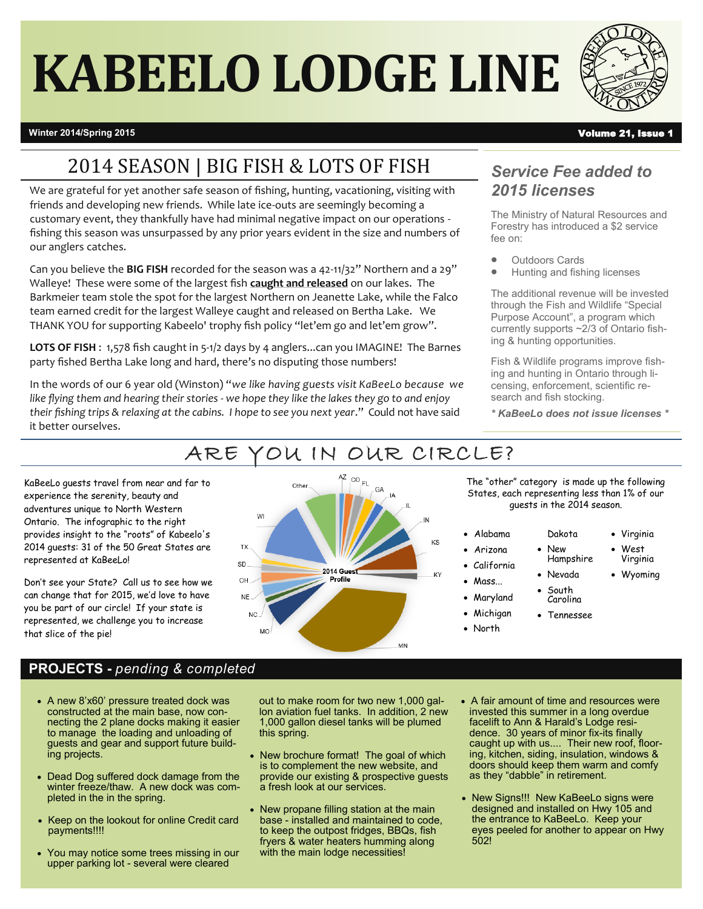# KABEELO LODGE LINE

Winter 2014/Spring 2015 — Volume 21, Issue 1

## 2014 SEASON | BIG FISH & LOTS OF FISH

We are grateful for yet another safe season of fishing, hunting, vacationing, visiting with friends and developing new friends. While late ice-outs are seemingly becoming a customary event, they thankfully have had minimal negative impact on our operations - fishing this season was unsurpassed by any prior years evident in the size and numbers of our anglers catches.

Can you believe the **BIG FISH** recorded for the season was a 42-11/32" Northern and a 29" Walleye! These were some of the largest fish **caught and released** on our lakes. The Barkmeier team stole the spot for the largest Northern on Jeanette Lake, while the Falco team earned credit for the largest Walleye caught and released on Bertha Lake. We THANK YOU for supporting Kabeelo' trophy fish policy "let'em go and let'em grow".

**LOTS OF FISH** : 1,578 fish caught in 5-1/2 days by 4 anglers...can you IMAGINE! The Barnes party fished Bertha Lake long and hard, there's no disputing those numbers!

In the words of our 6 year old (Winston) "*we like having guests visit KaBeeLo because we like flying them and hearing their stories - we hope they like the lakes they go to and enjoy their fishing trips & relaxing at the cabins. I hope to see you next year*." Could not have said it better ourselves.

## *Service Fee added to 2015 licenses*

The Ministry of Natural Resources and Forestry has introduced a $2 service fee on:

- Outdoors Cards
- Hunting and fishing licenses

The additional revenue will be invested through the Fish and Wildlife "Special Purpose Account", a program which currently supports ~2/3 of Ontario fishing & hunting opportunities.

Fish & Wildlife programs improve fishing and hunting in Ontario through licensing, enforcement, scientific research and fish stocking.

*** KaBeeLo does not issue licenses ***

## ARE YOU IN OUR CIRCLE?

KaBeeLo guests travel from near and far to experience the serenity, beauty and adventures unique to North Western Ontario. The infographic to the right provides insight to the "roots" of Kabeelo's 2014 guests: 31 of the 50 Great States are represented at KaBeeLo!

Don't see your State? Call us to see how we can change that for 2015, we'd love to have you be part of our circle! If your state is represented, we challenge you to increase that slice of the pie!

2014 Guest Profile: AZ, CO, FL, GA, IA, IL, IN, KS, KY, MN, MO, NC, NE, OH, SD, TX, WI, Other

The "other" category is made up the following States, each representing less than 1% of our guests in the 2014 season.

- Alabama
- Arizona
- California
- Mass...
- Maryland
- Michigan
- North Dakota
- New Hampshire
- Nevada
- South Carolina
- Tennessee
- Virginia
- West Virginia
- Wyoming

## PROJECTS - *pending & completed*

- A new 8'x60' pressure treated dock was constructed at the main base, now connecting the 2 plane docks making it easier to manage the loading and unloading of guests and gear and support future building projects.
- Dead Dog suffered dock damage from the winter freeze/thaw. A new dock was completed in the in the spring.
- Keep on the lookout for online Credit card payments!!!!
- You may notice some trees missing in our upper parking lot - several were cleared out to make room for two new 1,000 gallon aviation fuel tanks. In addition, 2 new 1,000 gallon diesel tanks will be plumed this spring.
- New brochure format! The goal of which is to complement the new website, and provide our existing & prospective guests a fresh look at our services.
- New propane filling station at the main base - installed and maintained to code, to keep the outpost fridges, BBQs, fish fryers & water heaters humming along with the main lodge necessities!
- A fair amount of time and resources were invested this summer in a long overdue facelift to Ann & Harald's Lodge residence. 30 years of minor fix-its finally caught up with us.... Their new roof, flooring, kitchen, siding, insulation, windows & doors should keep them warm and comfy as they "dabble" in retirement.
- New Signs!!! New KaBeeLo signs were designed and installed on Hwy 105 and the entrance to KaBeeLo. Keep your eyes peeled for another to appear on Hwy 502!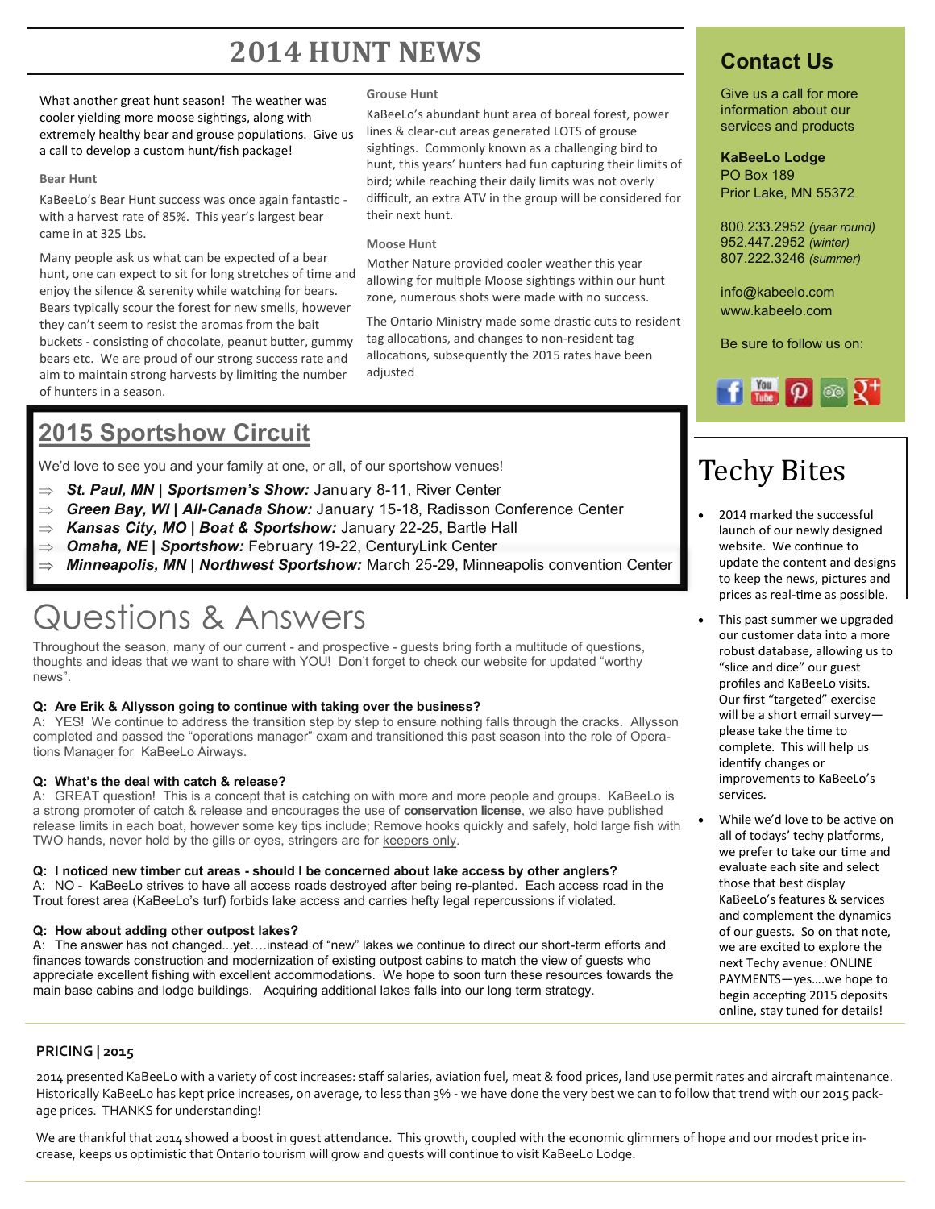# 2014 HUNT NEWS

What another great hunt season! The weather was cooler yielding more moose sightings, along with extremely healthy bear and grouse populations. Give us a call to develop a custom hunt/fish package!

### Bear Hunt

KaBeeLo's Bear Hunt success was once again fantastic - with a harvest rate of 85%. This year's largest bear came in at 325 Lbs.

Many people ask us what can be expected of a bear hunt, one can expect to sit for long stretches of time and enjoy the silence & serenity while watching for bears. Bears typically scour the forest for new smells, however they can't seem to resist the aromas from the bait buckets - consisting of chocolate, peanut butter, gummy bears etc. We are proud of our strong success rate and aim to maintain strong harvests by limiting the number of hunters in a season.

### Grouse Hunt

KaBeeLo's abundant hunt area of boreal forest, power lines & clear-cut areas generated LOTS of grouse sightings. Commonly known as a challenging bird to hunt, this years' hunters had fun capturing their limits of bird; while reaching their daily limits was not overly difficult, an extra ATV in the group will be considered for their next hunt.

### Moose Hunt

Mother Nature provided cooler weather this year allowing for multiple Moose sightings within our hunt zone, numerous shots were made with no success.

The Ontario Ministry made some drastic cuts to resident tag allocations, and changes to non-resident tag allocations, subsequently the 2015 rates have been adjusted

## 2015 Sportshow Circuit

We'd love to see you and your family at one, or all, of our sportshow venues!

- ***St. Paul, MN | Sportsmen's Show:*** January 8-11, River Center
- ***Green Bay, WI | All-Canada Show:*** January 15-18, Radisson Conference Center
- ***Kansas City, MO | Boat & Sportshow:*** January 22-25, Bartle Hall
- ***Omaha, NE | Sportshow:*** February 19-22, CenturyLink Center
- ***Minneapolis, MN | Northwest Sportshow:*** March 25-29, Minneapolis convention Center

# Questions & Answers

Throughout the season, many of our current - and prospective - guests bring forth a multitude of questions, thoughts and ideas that we want to share with YOU! Don't forget to check our website for updated "worthy news".

**Q: Are Erik & Allysson going to continue with taking over the business?**
A: YES! We continue to address the transition step by step to ensure nothing falls through the cracks. Allysson completed and passed the "operations manager" exam and transitioned this past season into the role of Operations Manager for KaBeeLo Airways.

**Q: What's the deal with catch & release?**
A: GREAT question! This is a concept that is catching on with more and more people and groups. KaBeeLo is a strong promoter of catch & release and encourages the use of **conservation license**, we also have published release limits in each boat, however some key tips include; Remove hooks quickly and safely, hold large fish with TWO hands, never hold by the gills or eyes, stringers are for keepers only.

**Q: I noticed new timber cut areas - should I be concerned about lake access by other anglers?**
A: NO - KaBeeLo strives to have all access roads destroyed after being re-planted. Each access road in the Trout forest area (KaBeeLo's turf) forbids lake access and carries hefty legal repercussions if violated.

**Q: How about adding other outpost lakes?**
A: The answer has not changed...yet….instead of "new" lakes we continue to direct our short-term efforts and finances towards construction and modernization of existing outpost cabins to match the view of guests who appreciate excellent fishing with excellent accommodations. We hope to soon turn these resources towards the main base cabins and lodge buildings. Acquiring additional lakes falls into our long term strategy.

## Contact Us

Give us a call for more information about our services and products

**KaBeeLo Lodge**
PO Box 189
Prior Lake, MN 55372

800.233.2952 *(year round)*
952.447.2952 *(winter)*
807.222.3246 *(summer)*

info@kabeelo.com
www.kabeelo.com

Be sure to follow us on:

## Techy Bites

- 2014 marked the successful launch of our newly designed website. We continue to update the content and designs to keep the news, pictures and prices as real-time as possible.
- This past summer we upgraded our customer data into a more robust database, allowing us to "slice and dice" our guest profiles and KaBeeLo visits. Our first "targeted" exercise will be a short email survey—please take the time to complete. This will help us identify changes or improvements to KaBeeLo's services.
- While we'd love to be active on all of todays' techy platforms, we prefer to take our time and evaluate each site and select those that best display KaBeeLo's features & services and complement the dynamics of our guests. So on that note, we are excited to explore the next Techy avenue: ONLINE PAYMENTS—yes….we hope to begin accepting 2015 deposits online, stay tuned for details!

### PRICING | 2015

2014 presented KaBeeLo with a variety of cost increases: staff salaries, aviation fuel, meat & food prices, land use permit rates and aircraft maintenance. Historically KaBeeLo has kept price increases, on average, to less than 3% - we have done the very best we can to follow that trend with our 2015 package prices. THANKS for understanding!

We are thankful that 2014 showed a boost in guest attendance. This growth, coupled with the economic glimmers of hope and our modest price increase, keeps us optimistic that Ontario tourism will grow and guests will continue to visit KaBeeLo Lodge.